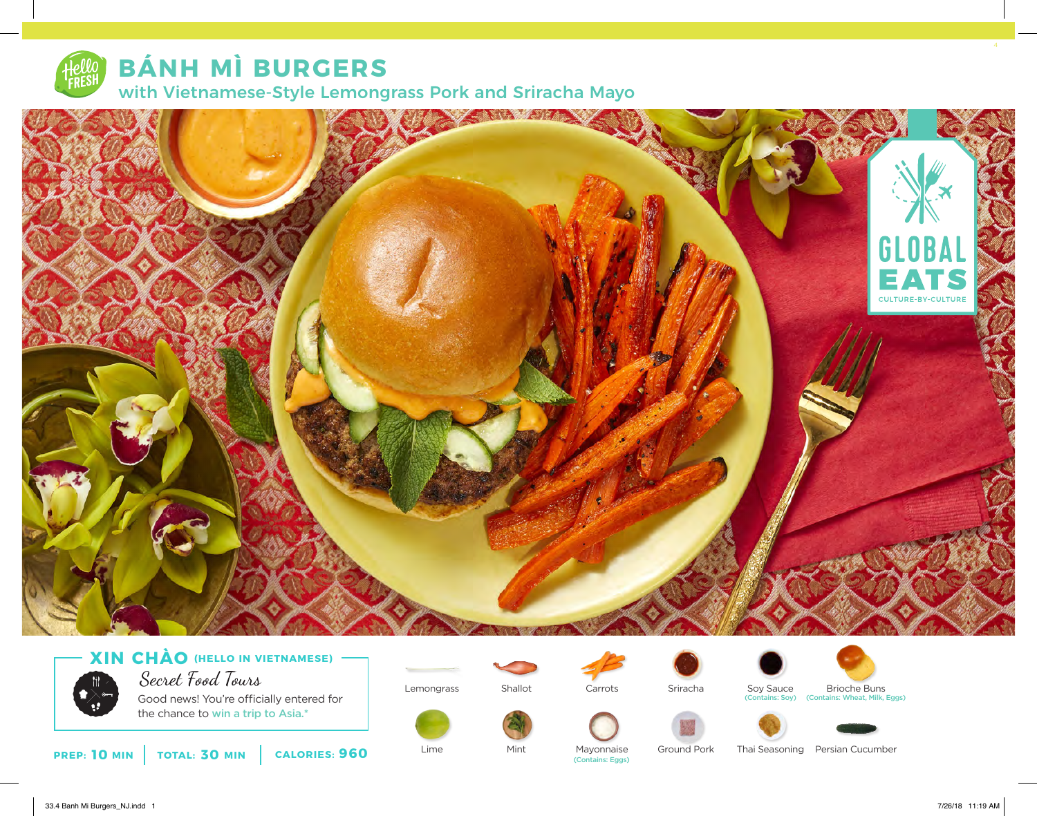# BÁNH MÌ BURGERS

## with Vietnamese-Style Lemongrass Pork and Sriracha Mayo

GLOBAL EATS
CULTURE-BY-CULTURE

### XIN CHÀO (HELLO IN VIETNAMESE)

*Secret Food Tours*

Good news! You're officially entered for the chance to win a trip to Asia.*

**PREP:** 10 MIN | **TOTAL:** 30 MIN | **CALORIES:** 960

- Lemongrass
- Shallot
- Carrots
- Sriracha
- Soy Sauce (Contains: Soy)
- Brioche Buns (Contains: Wheat, Milk, Eggs)
- Lime
- Mint
- Mayonnaise (Contains: Eggs)
- Ground Pork
- Thai Seasoning
- Persian Cucumber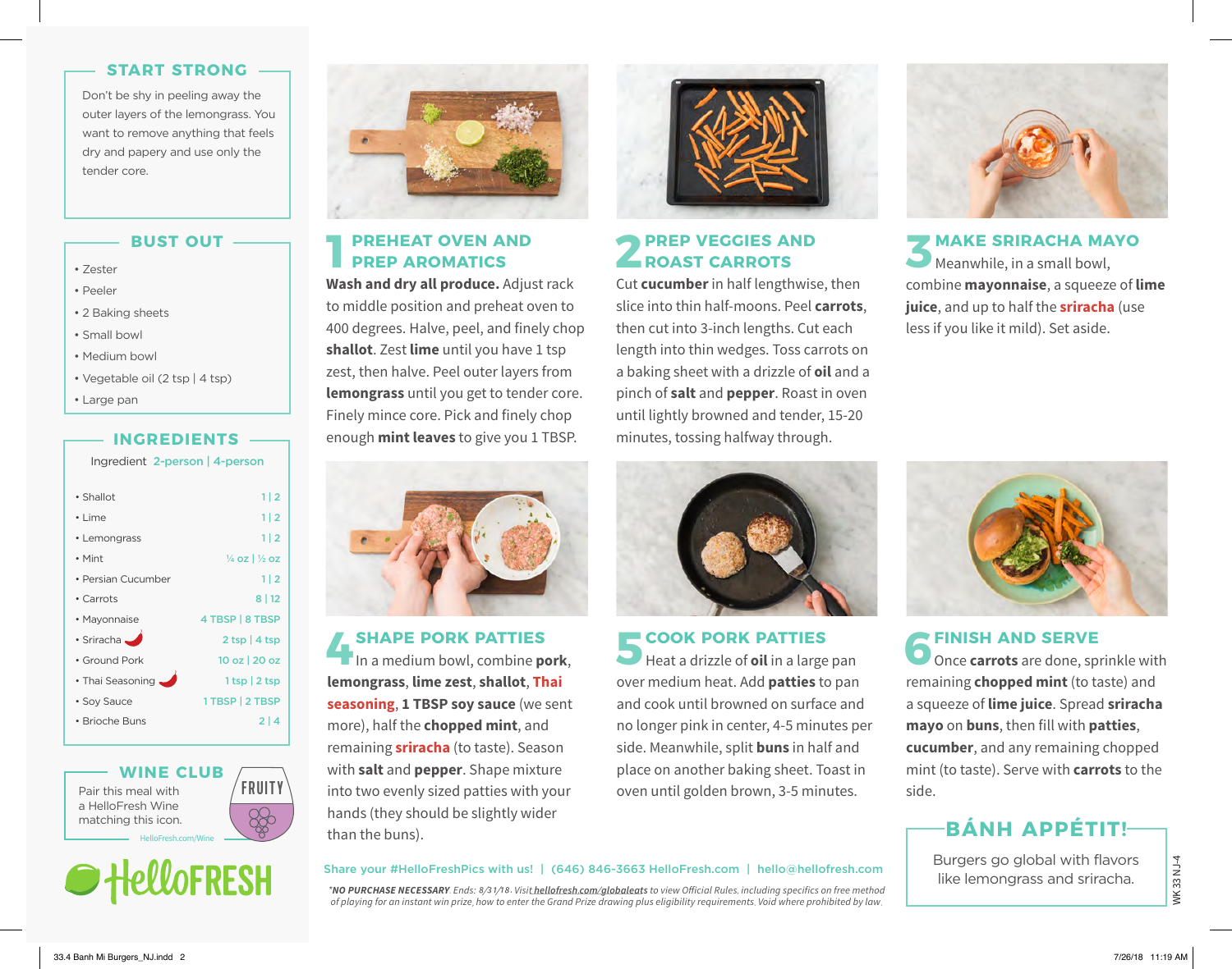## START STRONG

Don't be shy in peeling away the outer layers of the lemongrass. You want to remove anything that feels dry and papery and use only the tender core.

## BUST OUT

- Zester
- Peeler
- 2 Baking sheets
- Small bowl
- Medium bowl
- Vegetable oil (2 tsp | 4 tsp)
- Large pan

## INGREDIENTS

| Ingredient | 2-person \| 4-person |
| --- | --- |
| Shallot | 1 \| 2 |
| Lime | 1 \| 2 |
| Lemongrass | 1 \| 2 |
| Mint | ¼ oz \| ½ oz |
| Persian Cucumber | 1 \| 2 |
| Carrots | 8 \| 12 |
| Mayonnaise | 4 TBSP \| 8 TBSP |
| Sriracha | 2 tsp \| 4 tsp |
| Ground Pork | 10 oz \| 20 oz |
| Thai Seasoning | 1 tsp \| 2 tsp |
| Soy Sauce | 1 TBSP \| 2 TBSP |
| Brioche Buns | 2 \| 4 |

## WINE CLUB

Pair this meal with a HelloFresh Wine matching this icon.

FRUITY

HelloFresh.com/Wine

HelloFRESH

## 1 PREHEAT OVEN AND PREP AROMATICS

**Wash and dry all produce.** Adjust rack to middle position and preheat oven to 400 degrees. Halve, peel, and finely chop **shallot**. Zest **lime** until you have 1 tsp zest, then halve. Peel outer layers from **lemongrass** until you get to tender core. Finely mince core. Pick and finely chop enough **mint leaves** to give you 1 TBSP.

## 2 PREP VEGGIES AND ROAST CARROTS

Cut **cucumber** in half lengthwise, then slice into thin half-moons. Peel **carrots**, then cut into 3-inch lengths. Cut each length into thin wedges. Toss carrots on a baking sheet with a drizzle of **oil** and a pinch of **salt** and **pepper**. Roast in oven until lightly browned and tender, 15-20 minutes, tossing halfway through.

## 3 MAKE SRIRACHA MAYO

Meanwhile, in a small bowl, combine **mayonnaise**, a squeeze of **lime juice**, and up to half the **sriracha** (use less if you like it mild). Set aside.

## 4 SHAPE PORK PATTIES

In a medium bowl, combine **pork**, **lemongrass**, **lime zest**, **shallot**, **Thai seasoning**, **1 TBSP soy sauce** (we sent more), half the **chopped mint**, and remaining **sriracha** (to taste). Season with **salt** and **pepper**. Shape mixture into two evenly sized patties with your hands (they should be slightly wider than the buns).

## 5 COOK PORK PATTIES

Heat a drizzle of **oil** in a large pan over medium heat. Add **patties** to pan and cook until browned on surface and no longer pink in center, 4-5 minutes per side. Meanwhile, split **buns** in half and place on another baking sheet. Toast in oven until golden brown, 3-5 minutes.

## 6 FINISH AND SERVE

Once **carrots** are done, sprinkle with remaining **chopped mint** (to taste) and a squeeze of **lime juice**. Spread **sriracha mayo** on **buns**, then fill with **patties**, **cucumber**, and any remaining chopped mint (to taste). Serve with **carrots** to the side.

## BÁNH APPÉTIT!

Burgers go global with flavors like lemongrass and sriracha.

Share your #HelloFreshPics with us! | (646) 846-3663 HelloFresh.com | hello@hellofresh.com

*\*NO PURCHASE NECESSARY. Ends: 8/31/18. Visit hellofresh.com/globaleats to view Official Rules, including specifics on free method of playing for an instant win prize, how to enter the Grand Prize drawing plus eligibility requirements. Void where prohibited by law.*

WK 33 NJ-4